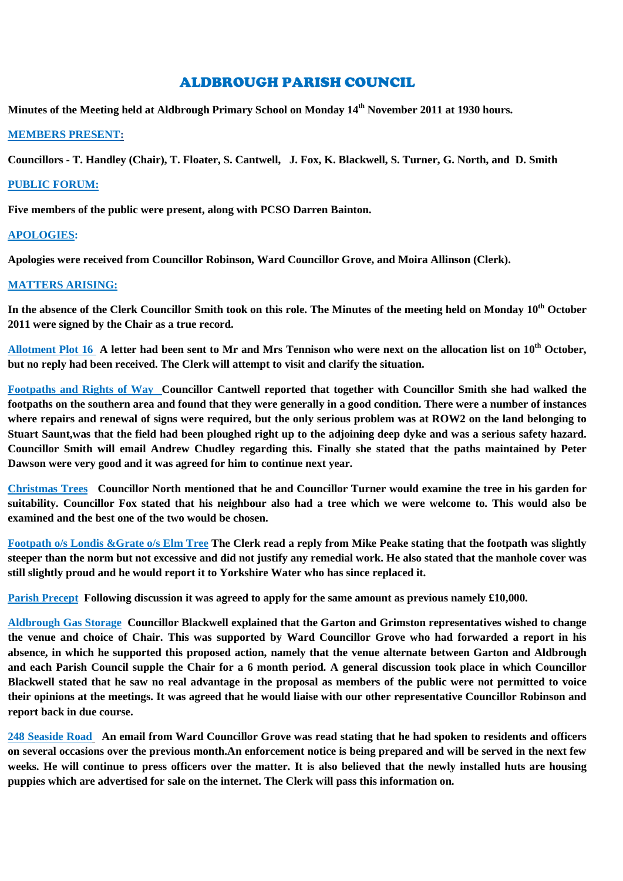# ALDBROUGH PARISH COUNCIL

**Minutes of the Meeting held at Aldbrough Primary School on Monday 14th November 2011 at 1930 hours.**

## MEMBERS PRESENT:

**Councillors - T. Handley (Chair), T. Floater, S. Cantwell, J. Fox, K. Blackwell, S. Turner, G. North, and D. Smith**

## PUBLIC FORUM:

**Five members of the public were present, along with PCSO Darren Bainton.**

## APOLOGIES:

**Apologies were received from Councillor Robinson, Ward Councillor Grove, and Moira Allinson (Clerk).**

## MATTERS ARISING:

**In the absence of the Clerk Councillor Smith took on this role. The Minutes of the meeting held on Monday 10th October 2011 were signed by the Chair as a true record.**

**Allotment Plot 16** **A letter had been sent to Mr and Mrs Tennison who were next on the allocation list on 10th October, but no reply had been received. The Clerk will attempt to visit and clarify the situation.**

**Footpaths and Rights of Way** **Councillor Cantwell reported that together with Councillor Smith she had walked the footpaths on the southern area and found that they were generally in a good condition. There were a number of instances where repairs and renewal of signs were required, but the only serious problem was at ROW2 on the land belonging to Stuart Saunt,was that the field had been ploughed right up to the adjoining deep dyke and was a serious safety hazard. Councillor Smith will email Andrew Chudley regarding this. Finally she stated that the paths maintained by Peter Dawson were very good and it was agreed for him to continue next year.**

**Christmas Trees** **Councillor North mentioned that he and Councillor Turner would examine the tree in his garden for suitability. Councillor Fox stated that his neighbour also had a tree which we were welcome to. This would also be examined and the best one of the two would be chosen.**

**Footpath o/s Londis &Grate o/s Elm Tree** **The Clerk read a reply from Mike Peake stating that the footpath was slightly steeper than the norm but not excessive and did not justify any remedial work. He also stated that the manhole cover was still slightly proud and he would report it to Yorkshire Water who has since replaced it.**

**Parish Precept** **Following discussion it was agreed to apply for the same amount as previous namely £10,000.**

**Aldbrough Gas Storage** **Councillor Blackwell explained that the Garton and Grimston representatives wished to change the venue and choice of Chair. This was supported by Ward Councillor Grove who had forwarded a report in his absence, in which he supported this proposed action, namely that the venue alternate between Garton and Aldbrough and each Parish Council supple the Chair for a 6 month period. A general discussion took place in which Councillor Blackwell stated that he saw no real advantage in the proposal as members of the public were not permitted to voice their opinions at the meetings. It was agreed that he would liaise with our other representative Councillor Robinson and report back in due course.**

**248 Seaside Road** **An email from Ward Councillor Grove was read stating that he had spoken to residents and officers on several occasions over the previous month.An enforcement notice is being prepared and will be served in the next few weeks. He will continue to press officers over the matter. It is also believed that the newly installed huts are housing puppies which are advertised for sale on the internet. The Clerk will pass this information on.**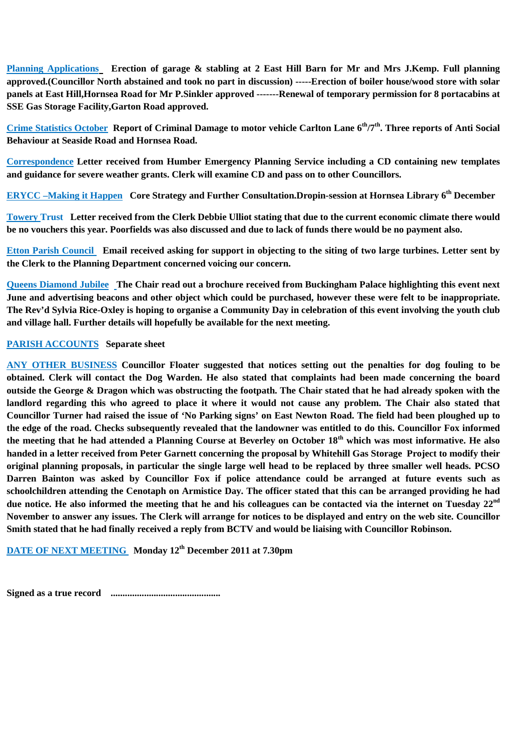**Planning Applications** **Erection of garage & stabling at 2 East Hill Barn for Mr and Mrs J.Kemp. Full planning approved.(Councillor North abstained and took no part in discussion) -----Erection of boiler house/wood store with solar panels at East Hill,Hornsea Road for Mr P.Sinkler approved -------Renewal of temporary permission for 8 portacabins at SSE Gas Storage Facility,Garton Road approved.**

**Crime Statistics October** **Report of Criminal Damage to motor vehicle Carlton Lane 6th/7th. Three reports of Anti Social Behaviour at Seaside Road and Hornsea Road.**

**Correspondence** **Letter received from Humber Emergency Planning Service including a CD containing new templates and guidance for severe weather grants. Clerk will examine CD and pass on to other Councillors.**

**ERYCC –Making it Happen** **Core Strategy and Further Consultation.Dropin-session at Hornsea Library 6th December**

**Towery Trust** **Letter received from the Clerk Debbie Ulliot stating that due to the current economic climate there would be no vouchers this year. Poorfields was also discussed and due to lack of funds there would be no payment also.**

**Etton Parish Council** **Email received asking for support in objecting to the siting of two large turbines. Letter sent by the Clerk to the Planning Department concerned voicing our concern.**

**Queens Diamond Jubilee** **The Chair read out a brochure received from Buckingham Palace highlighting this event next June and advertising beacons and other object which could be purchased, however these were felt to be inappropriate. The Rev'd Sylvia Rice-Oxley is hoping to organise a Community Day in celebration of this event involving the youth club and village hall. Further details will hopefully be available for the next meeting.**

**PARISH ACCOUNTS** **Separate sheet**

**ANY OTHER BUSINESS** **Councillor Floater suggested that notices setting out the penalties for dog fouling to be obtained. Clerk will contact the Dog Warden. He also stated that complaints had been made concerning the board outside the George & Dragon which was obstructing the footpath. The Chair stated that he had already spoken with the landlord regarding this who agreed to place it where it would not cause any problem. The Chair also stated that Councillor Turner had raised the issue of 'No Parking signs' on East Newton Road. The field had been ploughed up to the edge of the road. Checks subsequently revealed that the landowner was entitled to do this. Councillor Fox informed the meeting that he had attended a Planning Course at Beverley on October 18th which was most informative. He also handed in a letter received from Peter Garnett concerning the proposal by Whitehill Gas Storage Project to modify their original planning proposals, in particular the single large well head to be replaced by three smaller well heads. PCSO Darren Bainton was asked by Councillor Fox if police attendance could be arranged at future events such as schoolchildren attending the Cenotaph on Armistice Day. The officer stated that this can be arranged providing he had due notice. He also informed the meeting that he and his colleagues can be contacted via the internet on Tuesday 22nd November to answer any issues. The Clerk will arrange for notices to be displayed and entry on the web site. Councillor Smith stated that he had finally received a reply from BCTV and would be liaising with Councillor Robinson.**

**DATE OF NEXT MEETING** **Monday 12th December 2011 at 7.30pm**

**Signed as a true record ..............................................**